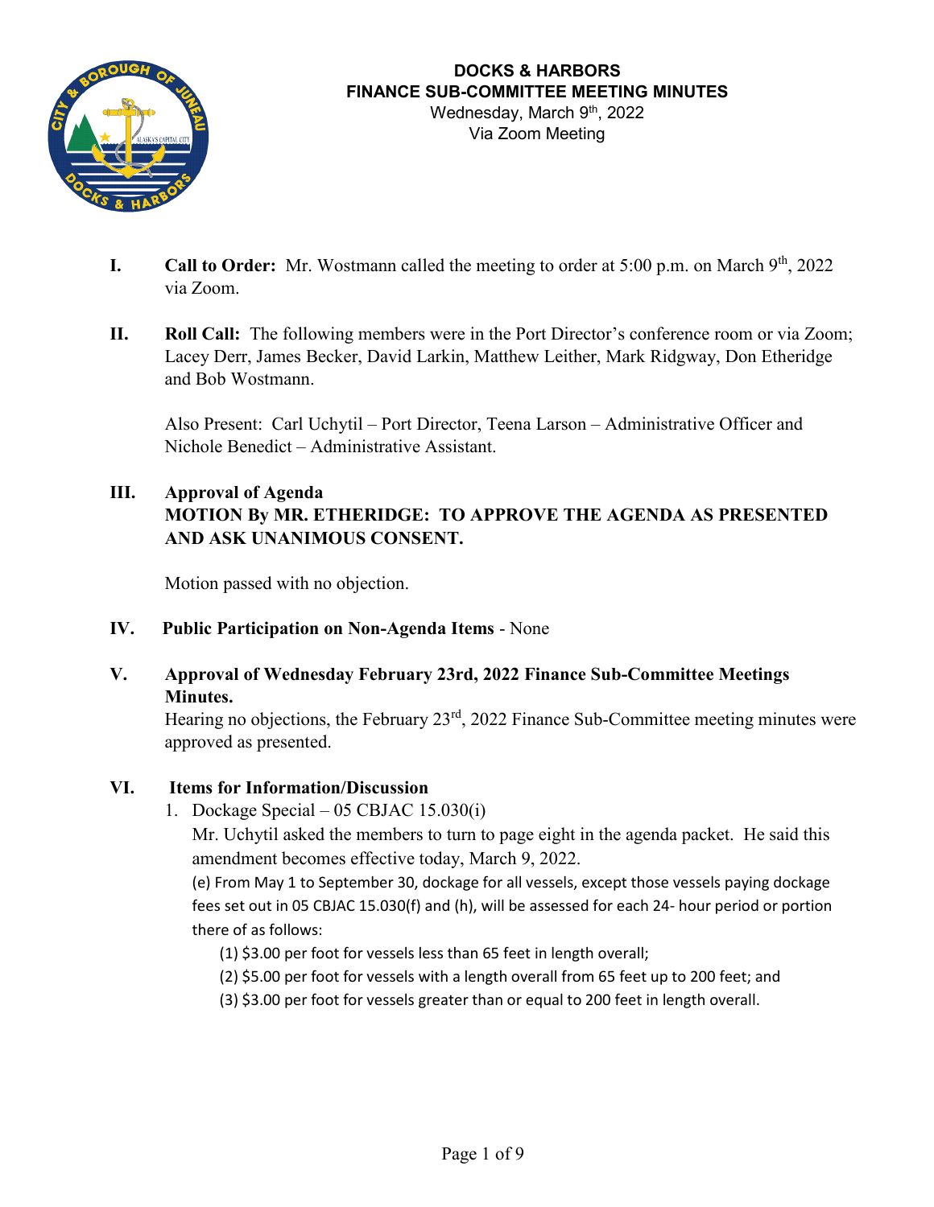# DOCKS & HARBORS
## FINANCE SUB-COMMITTEE MEETING MINUTES

Wednesday, March 9th, 2022
Via Zoom Meeting

**I. Call to Order:** Mr. Wostmann called the meeting to order at 5:00 p.m. on March 9th, 2022 via Zoom.

**II. Roll Call:** The following members were in the Port Director's conference room or via Zoom; Lacey Derr, James Becker, David Larkin, Matthew Leither, Mark Ridgway, Don Etheridge and Bob Wostmann.

Also Present: Carl Uchytil – Port Director, Teena Larson – Administrative Officer and Nichole Benedict – Administrative Assistant.

**III. Approval of Agenda**
**MOTION By MR. ETHERIDGE: TO APPROVE THE AGENDA AS PRESENTED AND ASK UNANIMOUS CONSENT.**

Motion passed with no objection.

**IV. Public Participation on Non-Agenda Items** - None

**V. Approval of Wednesday February 23rd, 2022 Finance Sub-Committee Meetings Minutes.**
Hearing no objections, the February 23rd, 2022 Finance Sub-Committee meeting minutes were approved as presented.

**VI. Items for Information/Discussion**

1. Dockage Special – 05 CBJAC 15.030(i)
   Mr. Uchytil asked the members to turn to page eight in the agenda packet. He said this amendment becomes effective today, March 9, 2022.
   (e) From May 1 to September 30, dockage for all vessels, except those vessels paying dockage fees set out in 05 CBJAC 15.030(f) and (h), will be assessed for each 24- hour period or portion there of as follows:
   (1) $3.00 per foot for vessels less than 65 feet in length overall;
   (2) $5.00 per foot for vessels with a length overall from 65 feet up to 200 feet; and
   (3) $3.00 per foot for vessels greater than or equal to 200 feet in length overall.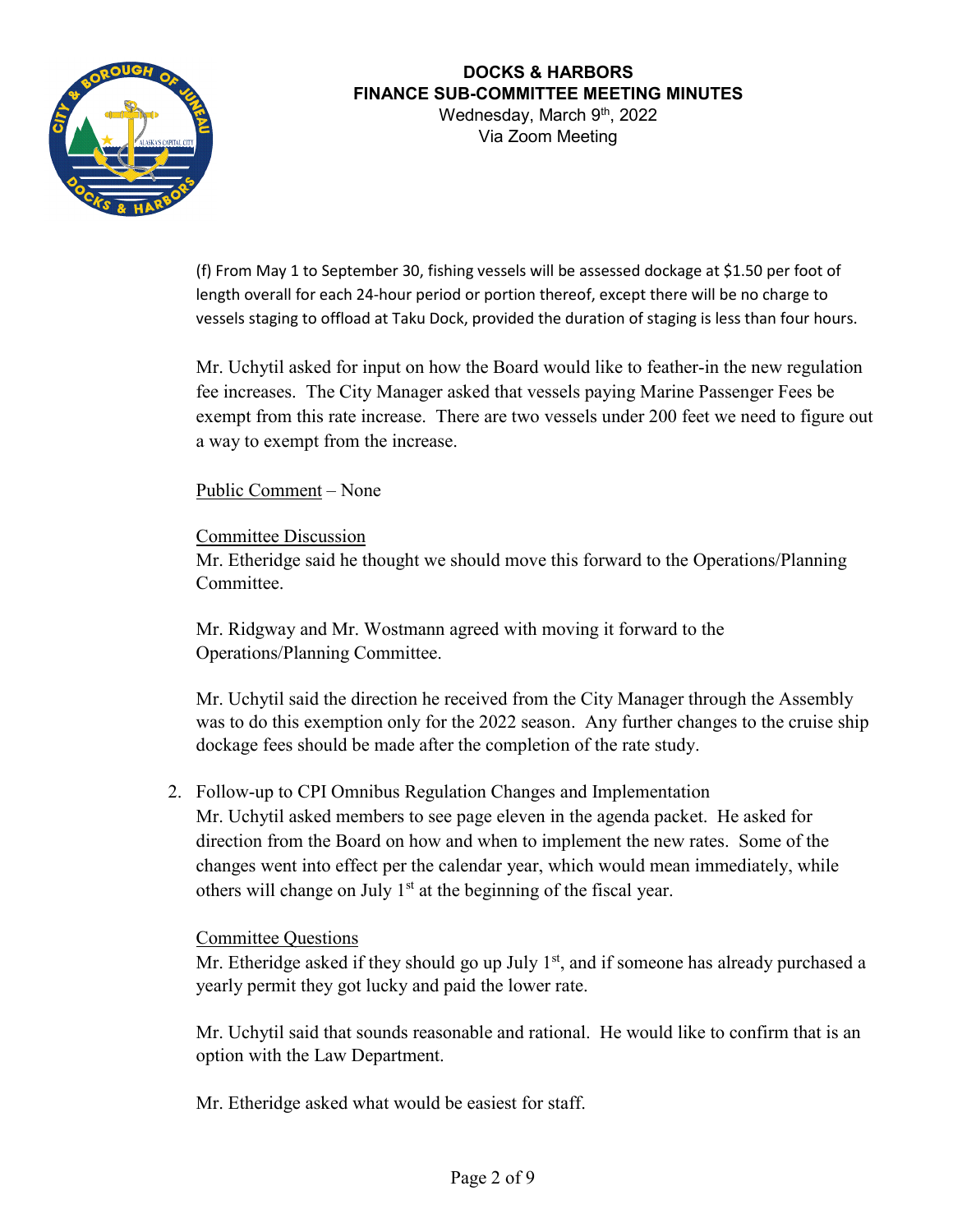(f) From May 1 to September 30, fishing vessels will be assessed dockage at $1.50 per foot of length overall for each 24-hour period or portion thereof, except there will be no charge to vessels staging to offload at Taku Dock, provided the duration of staging is less than four hours.

Mr. Uchytil asked for input on how the Board would like to feather-in the new regulation fee increases. The City Manager asked that vessels paying Marine Passenger Fees be exempt from this rate increase. There are two vessels under 200 feet we need to figure out a way to exempt from the increase.

Public Comment – None

Committee Discussion
Mr. Etheridge said he thought we should move this forward to the Operations/Planning Committee.

Mr. Ridgway and Mr. Wostmann agreed with moving it forward to the Operations/Planning Committee.

Mr. Uchytil said the direction he received from the City Manager through the Assembly was to do this exemption only for the 2022 season. Any further changes to the cruise ship dockage fees should be made after the completion of the rate study.

2. Follow-up to CPI Omnibus Regulation Changes and Implementation
   Mr. Uchytil asked members to see page eleven in the agenda packet. He asked for direction from the Board on how and when to implement the new rates. Some of the changes went into effect per the calendar year, which would mean immediately, while others will change on July 1st at the beginning of the fiscal year.

   Committee Questions
   Mr. Etheridge asked if they should go up July 1st, and if someone has already purchased a yearly permit they got lucky and paid the lower rate.

   Mr. Uchytil said that sounds reasonable and rational. He would like to confirm that is an option with the Law Department.

   Mr. Etheridge asked what would be easiest for staff.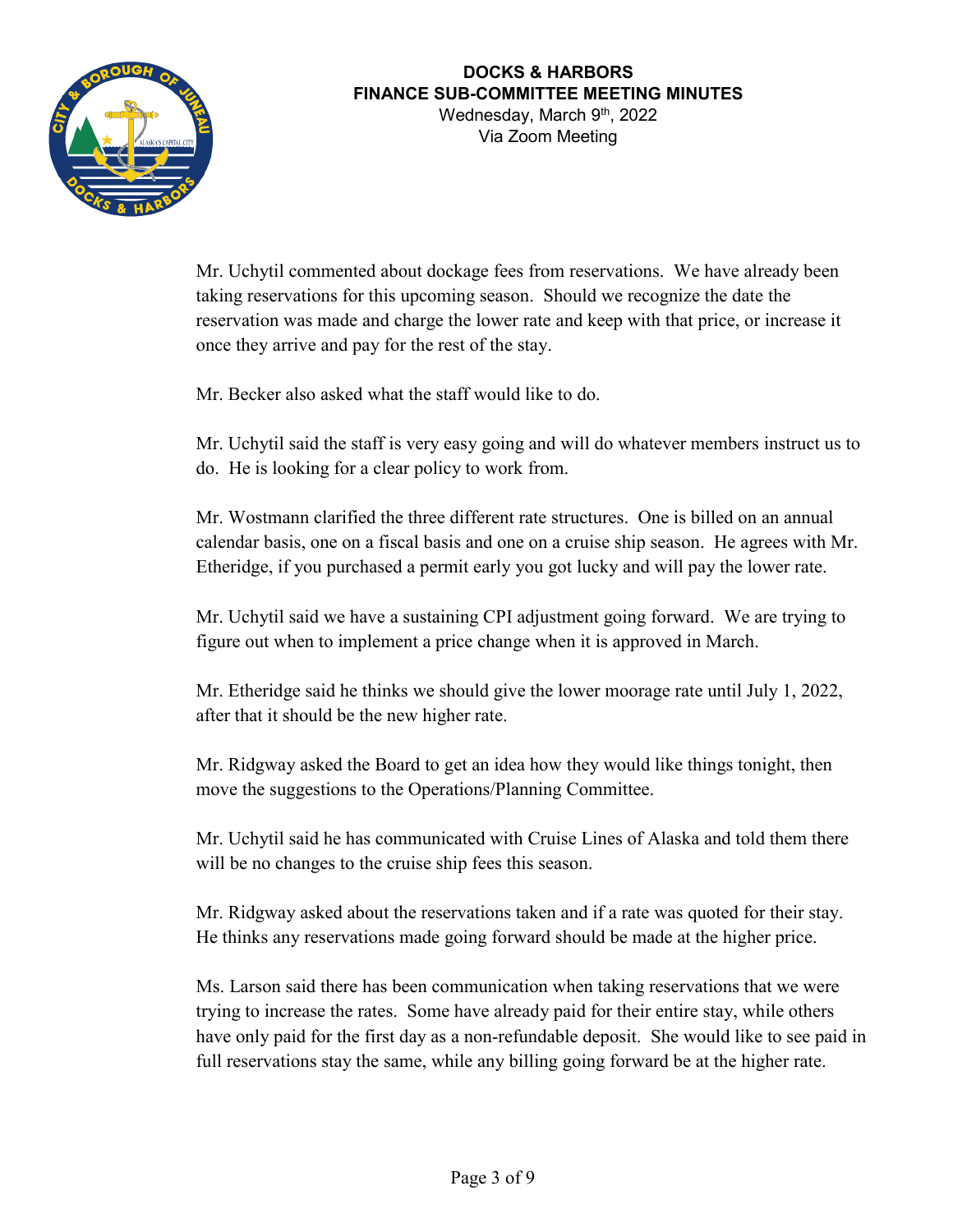**DOCKS & HARBORS**
**FINANCE SUB-COMMITTEE MEETING MINUTES**
Wednesday, March 9th, 2022
Via Zoom Meeting

Mr. Uchytil commented about dockage fees from reservations. We have already been taking reservations for this upcoming season. Should we recognize the date the reservation was made and charge the lower rate and keep with that price, or increase it once they arrive and pay for the rest of the stay.

Mr. Becker also asked what the staff would like to do.

Mr. Uchytil said the staff is very easy going and will do whatever members instruct us to do. He is looking for a clear policy to work from.

Mr. Wostmann clarified the three different rate structures. One is billed on an annual calendar basis, one on a fiscal basis and one on a cruise ship season. He agrees with Mr. Etheridge, if you purchased a permit early you got lucky and will pay the lower rate.

Mr. Uchytil said we have a sustaining CPI adjustment going forward. We are trying to figure out when to implement a price change when it is approved in March.

Mr. Etheridge said he thinks we should give the lower moorage rate until July 1, 2022, after that it should be the new higher rate.

Mr. Ridgway asked the Board to get an idea how they would like things tonight, then move the suggestions to the Operations/Planning Committee.

Mr. Uchytil said he has communicated with Cruise Lines of Alaska and told them there will be no changes to the cruise ship fees this season.

Mr. Ridgway asked about the reservations taken and if a rate was quoted for their stay. He thinks any reservations made going forward should be made at the higher price.

Ms. Larson said there has been communication when taking reservations that we were trying to increase the rates. Some have already paid for their entire stay, while others have only paid for the first day as a non-refundable deposit. She would like to see paid in full reservations stay the same, while any billing going forward be at the higher rate.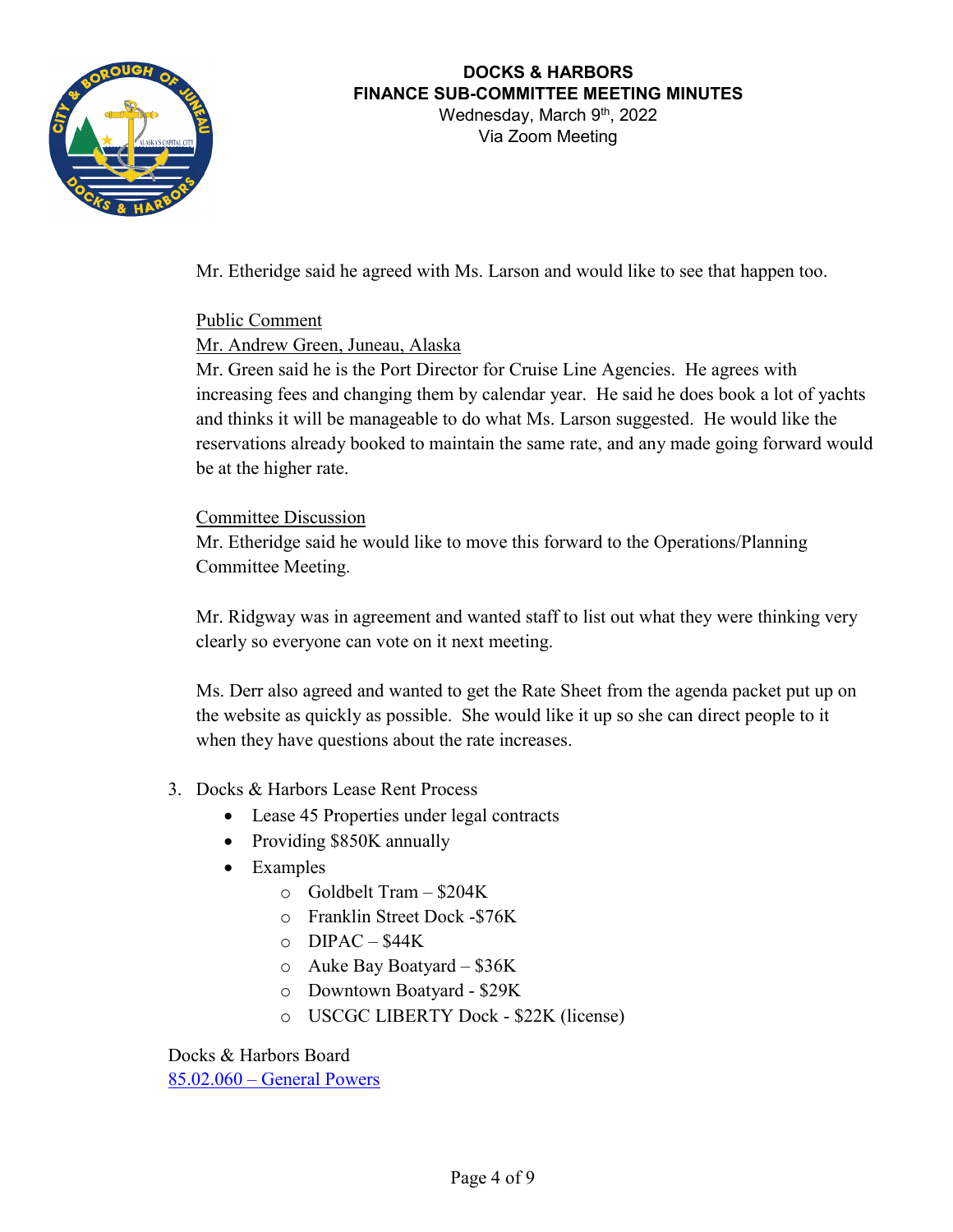Mr. Etheridge said he agreed with Ms. Larson and would like to see that happen too.

Public Comment

Mr. Andrew Green, Juneau, Alaska

Mr. Green said he is the Port Director for Cruise Line Agencies. He agrees with increasing fees and changing them by calendar year. He said he does book a lot of yachts and thinks it will be manageable to do what Ms. Larson suggested. He would like the reservations already booked to maintain the same rate, and any made going forward would be at the higher rate.

Committee Discussion

Mr. Etheridge said he would like to move this forward to the Operations/Planning Committee Meeting.

Mr. Ridgway was in agreement and wanted staff to list out what they were thinking very clearly so everyone can vote on it next meeting.

Ms. Derr also agreed and wanted to get the Rate Sheet from the agenda packet put up on the website as quickly as possible. She would like it up so she can direct people to it when they have questions about the rate increases.

3. Docks & Harbors Lease Rent Process
    - Lease 45 Properties under legal contracts
    - Providing $850K annually
    - Examples
        - Goldbelt Tram – $204K
        - Franklin Street Dock -$76K
        - DIPAC – $44K
        - Auke Bay Boatyard – $36K
        - Downtown Boatyard - $29K
        - USCGC LIBERTY Dock - $22K (license)

Docks & Harbors Board

85.02.060 – General Powers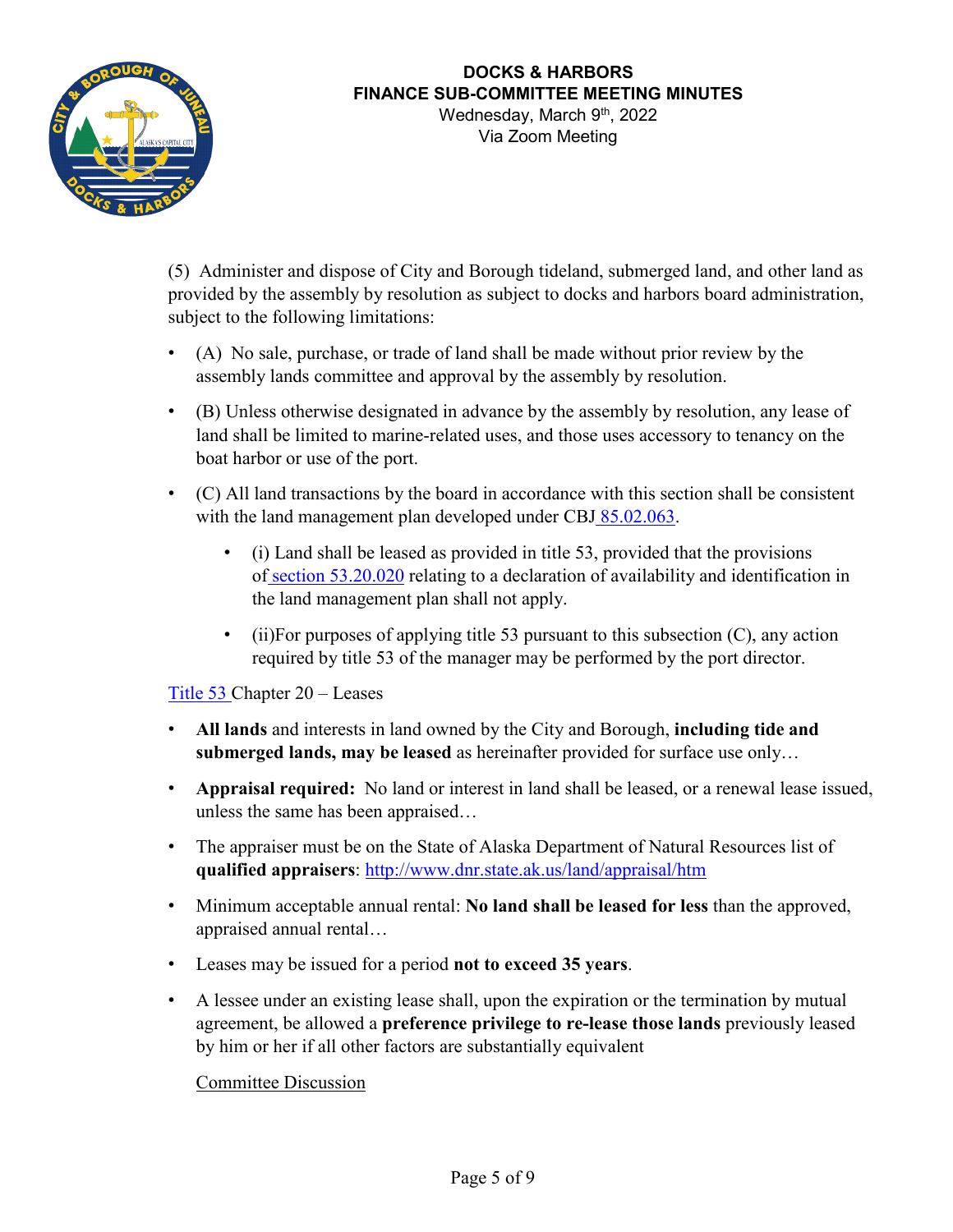(5) Administer and dispose of City and Borough tideland, submerged land, and other land as provided by the assembly by resolution as subject to docks and harbors board administration, subject to the following limitations:

- (A) No sale, purchase, or trade of land shall be made without prior review by the assembly lands committee and approval by the assembly by resolution.
- (B) Unless otherwise designated in advance by the assembly by resolution, any lease of land shall be limited to marine-related uses, and those uses accessory to tenancy on the boat harbor or use of the port.
- (C) All land transactions by the board in accordance with this section shall be consistent with the land management plan developed under CBJ 85.02.063.
    - (i) Land shall be leased as provided in title 53, provided that the provisions of section 53.20.020 relating to a declaration of availability and identification in the land management plan shall not apply.
    - (ii)For purposes of applying title 53 pursuant to this subsection (C), any action required by title 53 of the manager may be performed by the port director.

Title 53 Chapter 20 – Leases

- **All lands** and interests in land owned by the City and Borough, **including tide and submerged lands, may be leased** as hereinafter provided for surface use only…
- **Appraisal required:** No land or interest in land shall be leased, or a renewal lease issued, unless the same has been appraised…
- The appraiser must be on the State of Alaska Department of Natural Resources list of **qualified appraisers**: http://www.dnr.state.ak.us/land/appraisal/htm
- Minimum acceptable annual rental: **No land shall be leased for less** than the approved, appraised annual rental…
- Leases may be issued for a period **not to exceed 35 years**.
- A lessee under an existing lease shall, upon the expiration or the termination by mutual agreement, be allowed a **preference privilege to re-lease those lands** previously leased by him or her if all other factors are substantially equivalent

<u>Committee Discussion</u>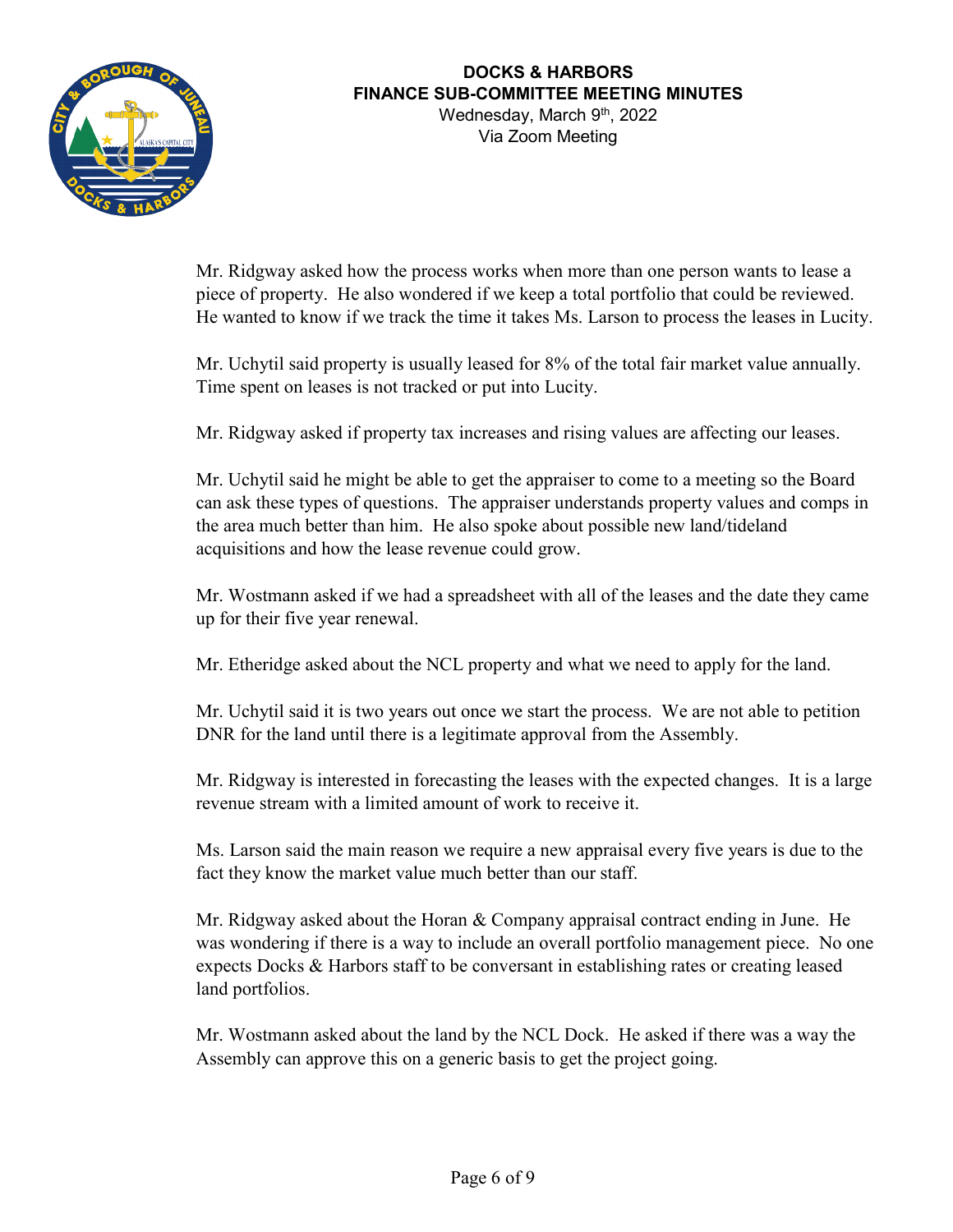Mr. Ridgway asked how the process works when more than one person wants to lease a piece of property. He also wondered if we keep a total portfolio that could be reviewed. He wanted to know if we track the time it takes Ms. Larson to process the leases in Lucity.

Mr. Uchytil said property is usually leased for 8% of the total fair market value annually. Time spent on leases is not tracked or put into Lucity.

Mr. Ridgway asked if property tax increases and rising values are affecting our leases.

Mr. Uchytil said he might be able to get the appraiser to come to a meeting so the Board can ask these types of questions. The appraiser understands property values and comps in the area much better than him. He also spoke about possible new land/tideland acquisitions and how the lease revenue could grow.

Mr. Wostmann asked if we had a spreadsheet with all of the leases and the date they came up for their five year renewal.

Mr. Etheridge asked about the NCL property and what we need to apply for the land.

Mr. Uchytil said it is two years out once we start the process. We are not able to petition DNR for the land until there is a legitimate approval from the Assembly.

Mr. Ridgway is interested in forecasting the leases with the expected changes. It is a large revenue stream with a limited amount of work to receive it.

Ms. Larson said the main reason we require a new appraisal every five years is due to the fact they know the market value much better than our staff.

Mr. Ridgway asked about the Horan & Company appraisal contract ending in June. He was wondering if there is a way to include an overall portfolio management piece. No one expects Docks & Harbors staff to be conversant in establishing rates or creating leased land portfolios.

Mr. Wostmann asked about the land by the NCL Dock. He asked if there was a way the Assembly can approve this on a generic basis to get the project going.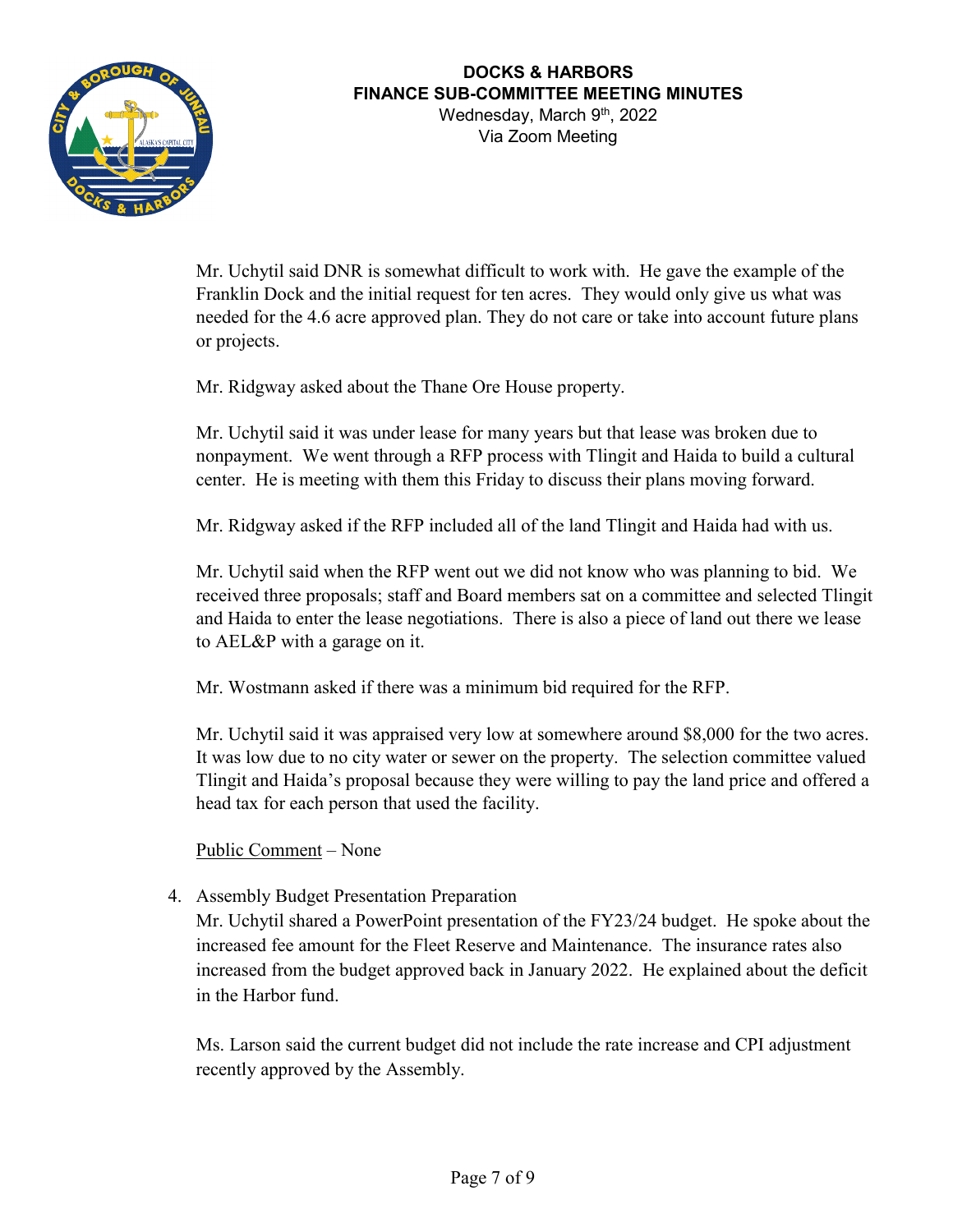Mr. Uchytil said DNR is somewhat difficult to work with. He gave the example of the Franklin Dock and the initial request for ten acres. They would only give us what was needed for the 4.6 acre approved plan. They do not care or take into account future plans or projects.

Mr. Ridgway asked about the Thane Ore House property.

Mr. Uchytil said it was under lease for many years but that lease was broken due to nonpayment. We went through a RFP process with Tlingit and Haida to build a cultural center. He is meeting with them this Friday to discuss their plans moving forward.

Mr. Ridgway asked if the RFP included all of the land Tlingit and Haida had with us.

Mr. Uchytil said when the RFP went out we did not know who was planning to bid. We received three proposals; staff and Board members sat on a committee and selected Tlingit and Haida to enter the lease negotiations. There is also a piece of land out there we lease to AEL&P with a garage on it.

Mr. Wostmann asked if there was a minimum bid required for the RFP.

Mr. Uchytil said it was appraised very low at somewhere around $8,000 for the two acres. It was low due to no city water or sewer on the property. The selection committee valued Tlingit and Haida's proposal because they were willing to pay the land price and offered a head tax for each person that used the facility.

Public Comment – None

4. Assembly Budget Presentation Preparation
   Mr. Uchytil shared a PowerPoint presentation of the FY23/24 budget. He spoke about the increased fee amount for the Fleet Reserve and Maintenance. The insurance rates also increased from the budget approved back in January 2022. He explained about the deficit in the Harbor fund.

   Ms. Larson said the current budget did not include the rate increase and CPI adjustment recently approved by the Assembly.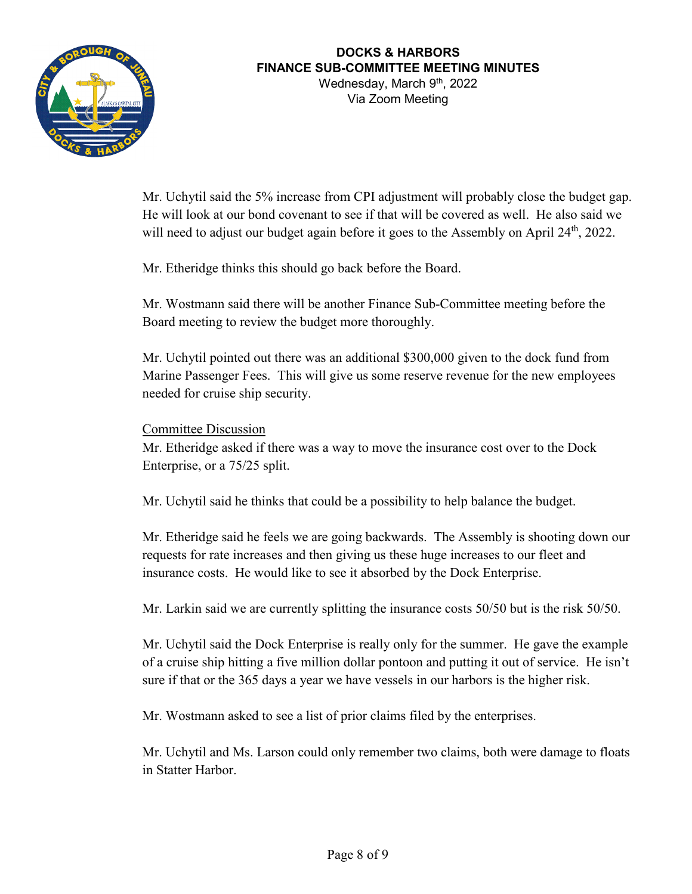Mr. Uchytil said the 5% increase from CPI adjustment will probably close the budget gap. He will look at our bond covenant to see if that will be covered as well. He also said we will need to adjust our budget again before it goes to the Assembly on April 24th, 2022.

Mr. Etheridge thinks this should go back before the Board.

Mr. Wostmann said there will be another Finance Sub-Committee meeting before the Board meeting to review the budget more thoroughly.

Mr. Uchytil pointed out there was an additional $300,000 given to the dock fund from Marine Passenger Fees. This will give us some reserve revenue for the new employees needed for cruise ship security.

Committee Discussion

Mr. Etheridge asked if there was a way to move the insurance cost over to the Dock Enterprise, or a 75/25 split.

Mr. Uchytil said he thinks that could be a possibility to help balance the budget.

Mr. Etheridge said he feels we are going backwards. The Assembly is shooting down our requests for rate increases and then giving us these huge increases to our fleet and insurance costs. He would like to see it absorbed by the Dock Enterprise.

Mr. Larkin said we are currently splitting the insurance costs 50/50 but is the risk 50/50.

Mr. Uchytil said the Dock Enterprise is really only for the summer. He gave the example of a cruise ship hitting a five million dollar pontoon and putting it out of service. He isn't sure if that or the 365 days a year we have vessels in our harbors is the higher risk.

Mr. Wostmann asked to see a list of prior claims filed by the enterprises.

Mr. Uchytil and Ms. Larson could only remember two claims, both were damage to floats in Statter Harbor.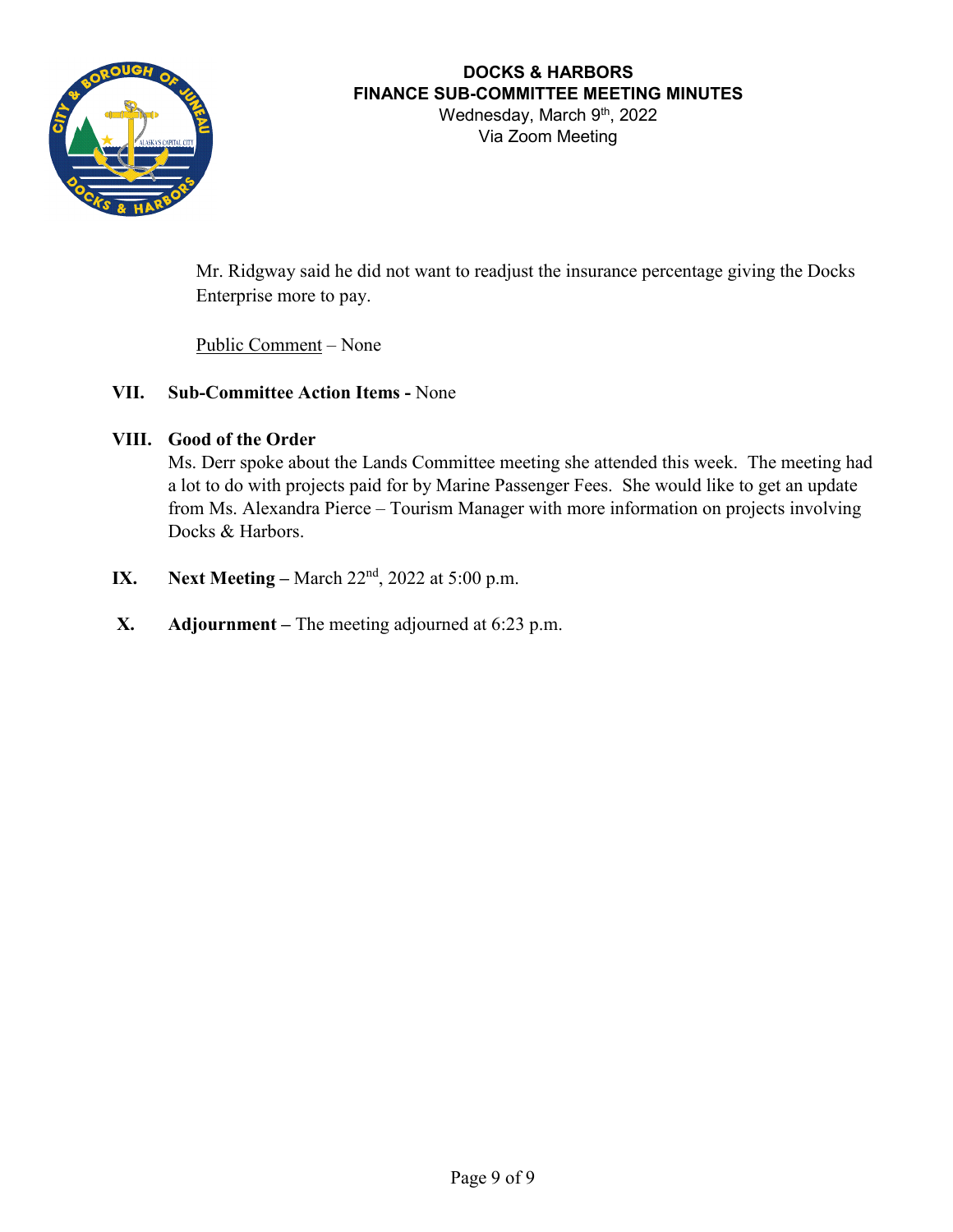Mr. Ridgway said he did not want to readjust the insurance percentage giving the Docks Enterprise more to pay.

Public Comment – None

**VII. Sub-Committee Action Items -** None

**VIII. Good of the Order**

Ms. Derr spoke about the Lands Committee meeting she attended this week. The meeting had a lot to do with projects paid for by Marine Passenger Fees. She would like to get an update from Ms. Alexandra Pierce – Tourism Manager with more information on projects involving Docks & Harbors.

**IX. Next Meeting –** March 22nd, 2022 at 5:00 p.m.

**X. Adjournment –** The meeting adjourned at 6:23 p.m.